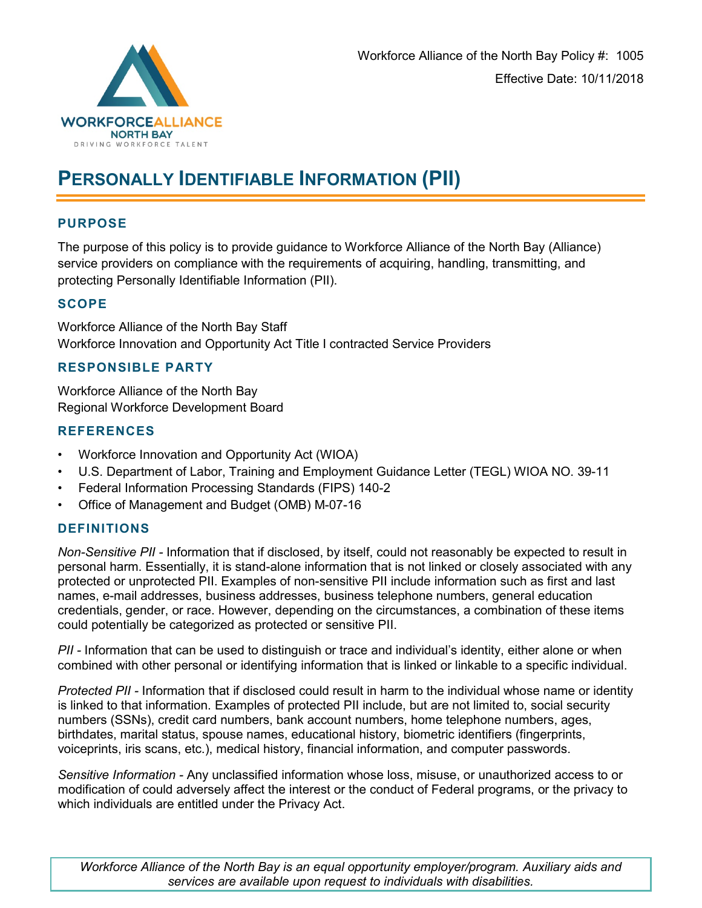Workforce Alliance of the North Bay Policy #: 1005

Effective Date: 10/11/2018

# Personally Identifiable Information (PII)

## PURPOSE

The purpose of this policy is to provide guidance to Workforce Alliance of the North Bay (Alliance) service providers on compliance with the requirements of acquiring, handling, transmitting, and protecting Personally Identifiable Information (PII).

## SCOPE

Workforce Alliance of the North Bay Staff
Workforce Innovation and Opportunity Act Title I contracted Service Providers

## RESPONSIBLE PARTY

Workforce Alliance of the North Bay
Regional Workforce Development Board

## REFERENCES

- Workforce Innovation and Opportunity Act (WIOA)
- U.S. Department of Labor, Training and Employment Guidance Letter (TEGL) WIOA NO. 39-11
- Federal Information Processing Standards (FIPS) 140-2
- Office of Management and Budget (OMB) M-07-16

## DEFINITIONS

*Non-Sensitive PII -* Information that if disclosed, by itself, could not reasonably be expected to result in personal harm. Essentially, it is stand-alone information that is not linked or closely associated with any protected or unprotected PII. Examples of non-sensitive PII include information such as first and last names, e-mail addresses, business addresses, business telephone numbers, general education credentials, gender, or race. However, depending on the circumstances, a combination of these items could potentially be categorized as protected or sensitive PII.

*PII -* Information that can be used to distinguish or trace and individual's identity, either alone or when combined with other personal or identifying information that is linked or linkable to a specific individual.

*Protected PII -* Information that if disclosed could result in harm to the individual whose name or identity is linked to that information. Examples of protected PII include, but are not limited to, social security numbers (SSNs), credit card numbers, bank account numbers, home telephone numbers, ages, birthdates, marital status, spouse names, educational history, biometric identifiers (fingerprints, voiceprints, iris scans, etc.), medical history, financial information, and computer passwords.

*Sensitive Information -* Any unclassified information whose loss, misuse, or unauthorized access to or modification of could adversely affect the interest or the conduct of Federal programs, or the privacy to which individuals are entitled under the Privacy Act.

*Workforce Alliance of the North Bay is an equal opportunity employer/program. Auxiliary aids and services are available upon request to individuals with disabilities.*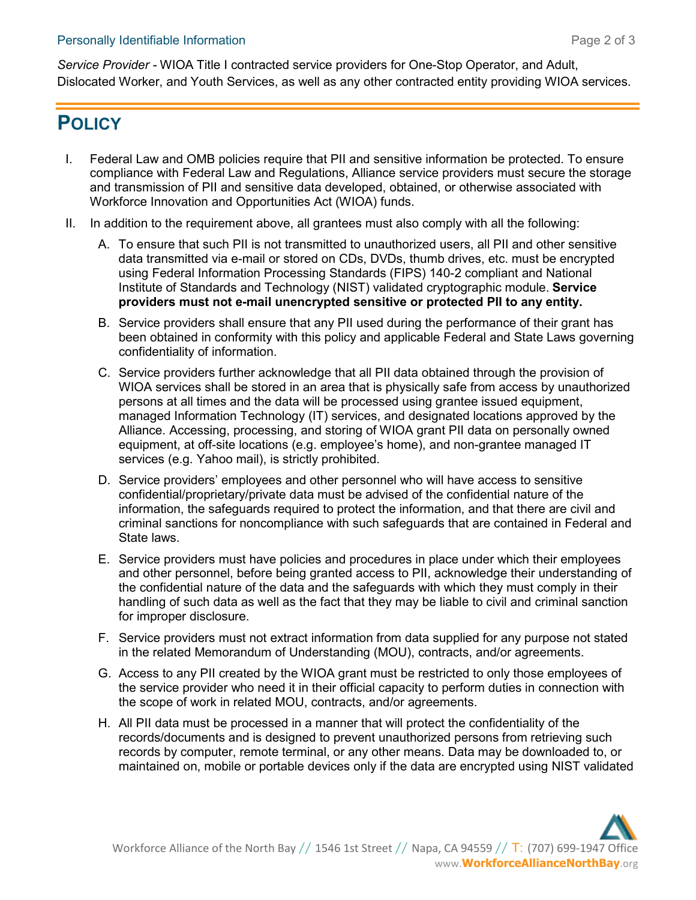*Service Provider* - WIOA Title I contracted service providers for One-Stop Operator, and Adult, Dislocated Worker, and Youth Services, as well as any other contracted entity providing WIOA services.

# POLICY

I. Federal Law and OMB policies require that PII and sensitive information be protected. To ensure compliance with Federal Law and Regulations, Alliance service providers must secure the storage and transmission of PII and sensitive data developed, obtained, or otherwise associated with Workforce Innovation and Opportunities Act (WIOA) funds.

II. In addition to the requirement above, all grantees must also comply with all the following:

   A. To ensure that such PII is not transmitted to unauthorized users, all PII and other sensitive data transmitted via e-mail or stored on CDs, DVDs, thumb drives, etc. must be encrypted using Federal Information Processing Standards (FIPS) 140-2 compliant and National Institute of Standards and Technology (NIST) validated cryptographic module. **Service providers must not e-mail unencrypted sensitive or protected PII to any entity.**

   B. Service providers shall ensure that any PII used during the performance of their grant has been obtained in conformity with this policy and applicable Federal and State Laws governing confidentiality of information.

   C. Service providers further acknowledge that all PII data obtained through the provision of WIOA services shall be stored in an area that is physically safe from access by unauthorized persons at all times and the data will be processed using grantee issued equipment, managed Information Technology (IT) services, and designated locations approved by the Alliance. Accessing, processing, and storing of WIOA grant PII data on personally owned equipment, at off-site locations (e.g. employee's home), and non-grantee managed IT services (e.g. Yahoo mail), is strictly prohibited.

   D. Service providers' employees and other personnel who will have access to sensitive confidential/proprietary/private data must be advised of the confidential nature of the information, the safeguards required to protect the information, and that there are civil and criminal sanctions for noncompliance with such safeguards that are contained in Federal and State laws.

   E. Service providers must have policies and procedures in place under which their employees and other personnel, before being granted access to PII, acknowledge their understanding of the confidential nature of the data and the safeguards with which they must comply in their handling of such data as well as the fact that they may be liable to civil and criminal sanction for improper disclosure.

   F. Service providers must not extract information from data supplied for any purpose not stated in the related Memorandum of Understanding (MOU), contracts, and/or agreements.

   G. Access to any PII created by the WIOA grant must be restricted to only those employees of the service provider who need it in their official capacity to perform duties in connection with the scope of work in related MOU, contracts, and/or agreements.

   H. All PII data must be processed in a manner that will protect the confidentiality of the records/documents and is designed to prevent unauthorized persons from retrieving such records by computer, remote terminal, or any other means. Data may be downloaded to, or maintained on, mobile or portable devices only if the data are encrypted using NIST validated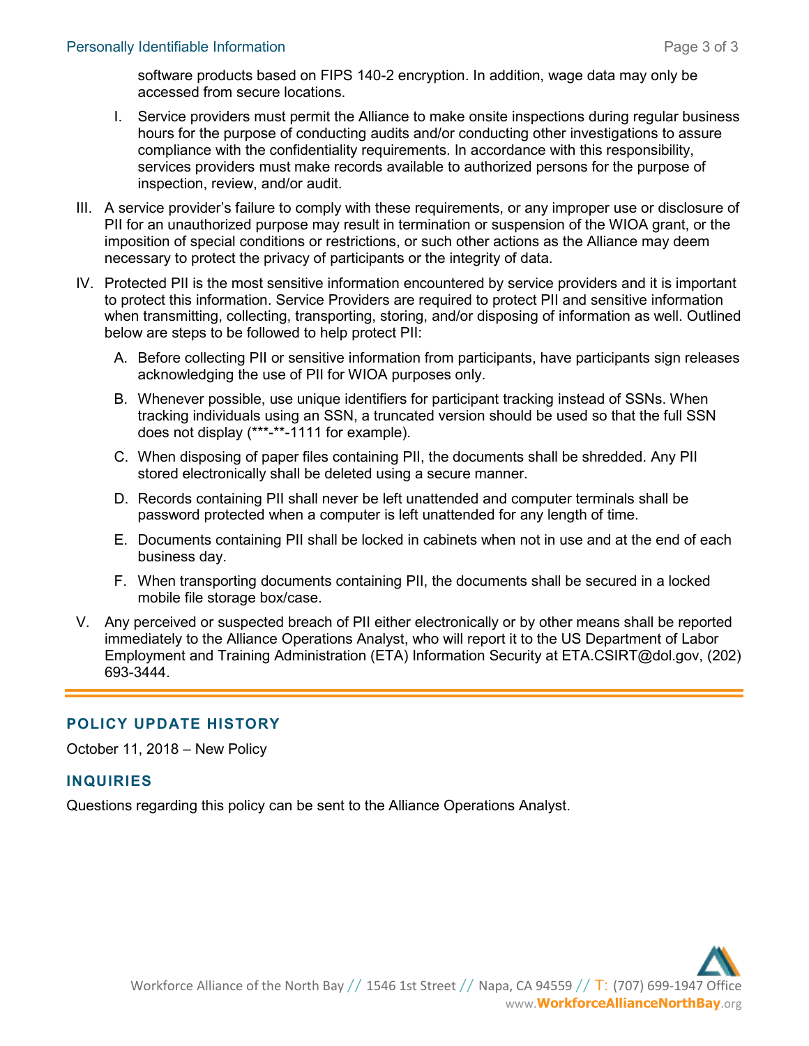software products based on FIPS 140-2 encryption. In addition, wage data may only be accessed from secure locations.

I. Service providers must permit the Alliance to make onsite inspections during regular business hours for the purpose of conducting audits and/or conducting other investigations to assure compliance with the confidentiality requirements. In accordance with this responsibility, services providers must make records available to authorized persons for the purpose of inspection, review, and/or audit.

III. A service provider's failure to comply with these requirements, or any improper use or disclosure of PII for an unauthorized purpose may result in termination or suspension of the WIOA grant, or the imposition of special conditions or restrictions, or such other actions as the Alliance may deem necessary to protect the privacy of participants or the integrity of data.

IV. Protected PII is the most sensitive information encountered by service providers and it is important to protect this information. Service Providers are required to protect PII and sensitive information when transmitting, collecting, transporting, storing, and/or disposing of information as well. Outlined below are steps to be followed to help protect PII:

   A. Before collecting PII or sensitive information from participants, have participants sign releases acknowledging the use of PII for WIOA purposes only.

   B. Whenever possible, use unique identifiers for participant tracking instead of SSNs. When tracking individuals using an SSN, a truncated version should be used so that the full SSN does not display (***-**-1111 for example).

   C. When disposing of paper files containing PII, the documents shall be shredded. Any PII stored electronically shall be deleted using a secure manner.

   D. Records containing PII shall never be left unattended and computer terminals shall be password protected when a computer is left unattended for any length of time.

   E. Documents containing PII shall be locked in cabinets when not in use and at the end of each business day.

   F. When transporting documents containing PII, the documents shall be secured in a locked mobile file storage box/case.

V. Any perceived or suspected breach of PII either electronically or by other means shall be reported immediately to the Alliance Operations Analyst, who will report it to the US Department of Labor Employment and Training Administration (ETA) Information Security at ETA.CSIRT@dol.gov, (202) 693-3444.

## POLICY UPDATE HISTORY

October 11, 2018 – New Policy

## INQUIRIES

Questions regarding this policy can be sent to the Alliance Operations Analyst.

Workforce Alliance of the North Bay // 1546 1st Street // Napa, CA 94559 // T: (707) 699-1947 Office
www.WorkforceAllianceNorthBay.org